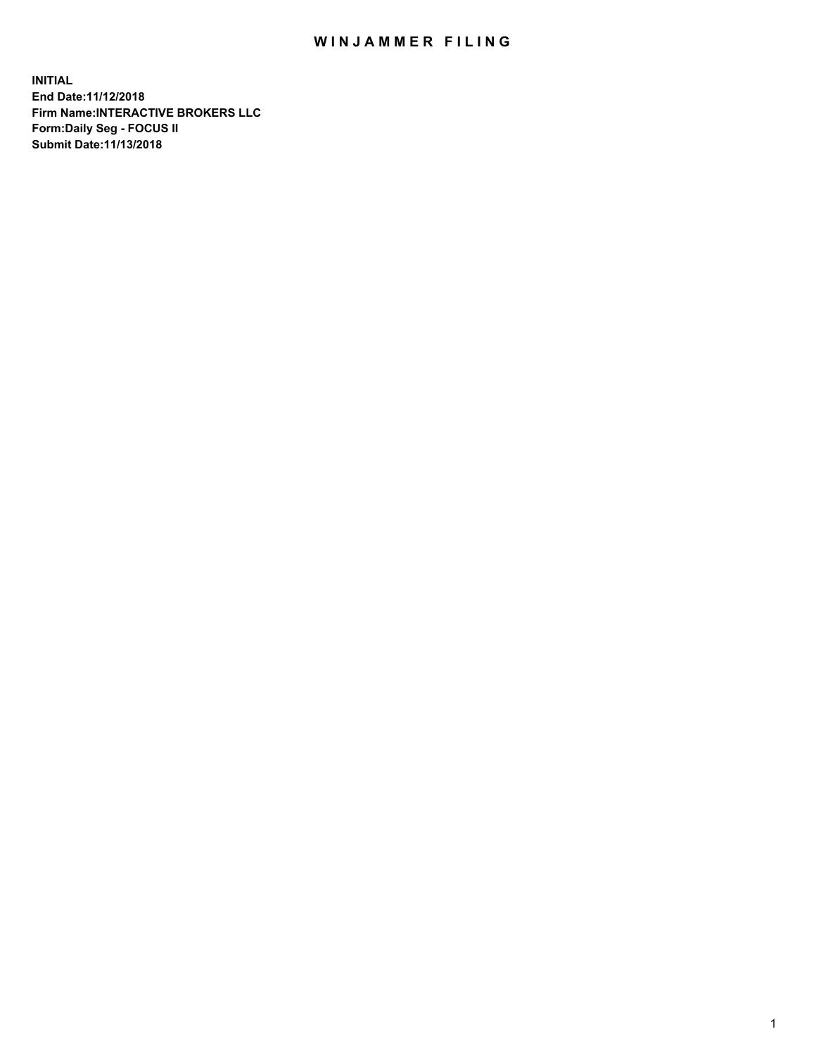# WINJAMMER FILING

**INITIAL**
**End Date:11/12/2018**
**Firm Name:INTERACTIVE BROKERS LLC**
**Form:Daily Seg - FOCUS II**
**Submit Date:11/13/2018**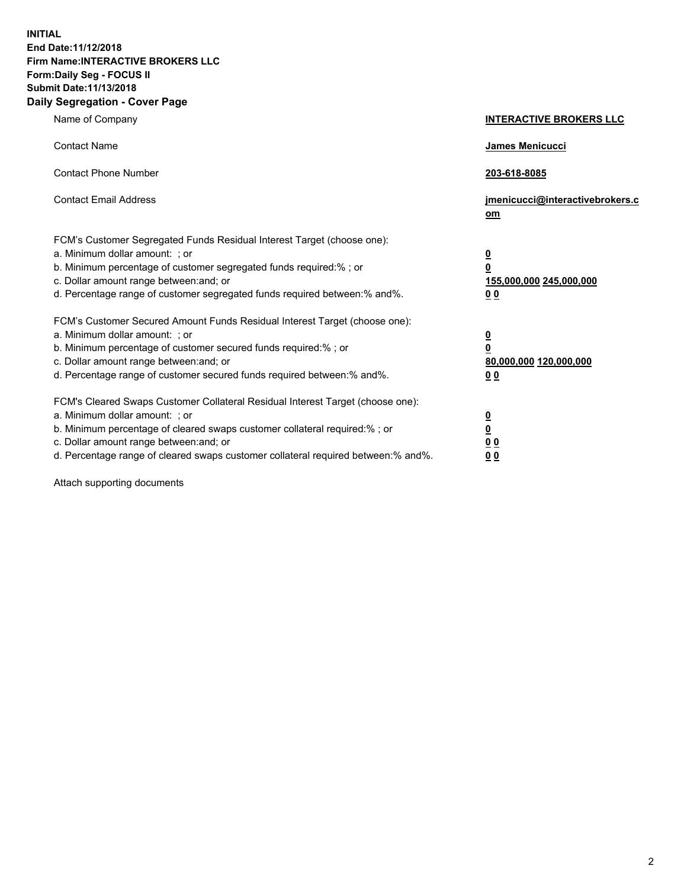**INITIAL**
**End Date:11/12/2018**
**Firm Name:INTERACTIVE BROKERS LLC**
**Form:Daily Seg - FOCUS II**
**Submit Date:11/13/2018**
**Daily Segregation - Cover Page**

| | |
|---|---|
| Name of Company | **INTERACTIVE BROKERS LLC** |
| Contact Name | **James Menicucci** |
| Contact Phone Number | **203-618-8085** |
| Contact Email Address | **jmenicucci@interactivebrokers.com** |
| FCM's Customer Segregated Funds Residual Interest Target (choose one): | |
| a. Minimum dollar amount: ; or | **0** |
| b. Minimum percentage of customer segregated funds required:% ; or | **0** |
| c. Dollar amount range between:and; or | **155,000,000 245,000,000** |
| d. Percentage range of customer segregated funds required between:% and%. | **0 0** |
| FCM's Customer Secured Amount Funds Residual Interest Target (choose one): | |
| a. Minimum dollar amount: ; or | **0** |
| b. Minimum percentage of customer secured funds required:% ; or | **0** |
| c. Dollar amount range between:and; or | **80,000,000 120,000,000** |
| d. Percentage range of customer secured funds required between:% and%. | **0 0** |
| FCM's Cleared Swaps Customer Collateral Residual Interest Target (choose one): | |
| a. Minimum dollar amount: ; or | **0** |
| b. Minimum percentage of cleared swaps customer collateral required:% ; or | **0** |
| c. Dollar amount range between:and; or | **0 0** |
| d. Percentage range of cleared swaps customer collateral required between:% and%. | **0 0** |

Attach supporting documents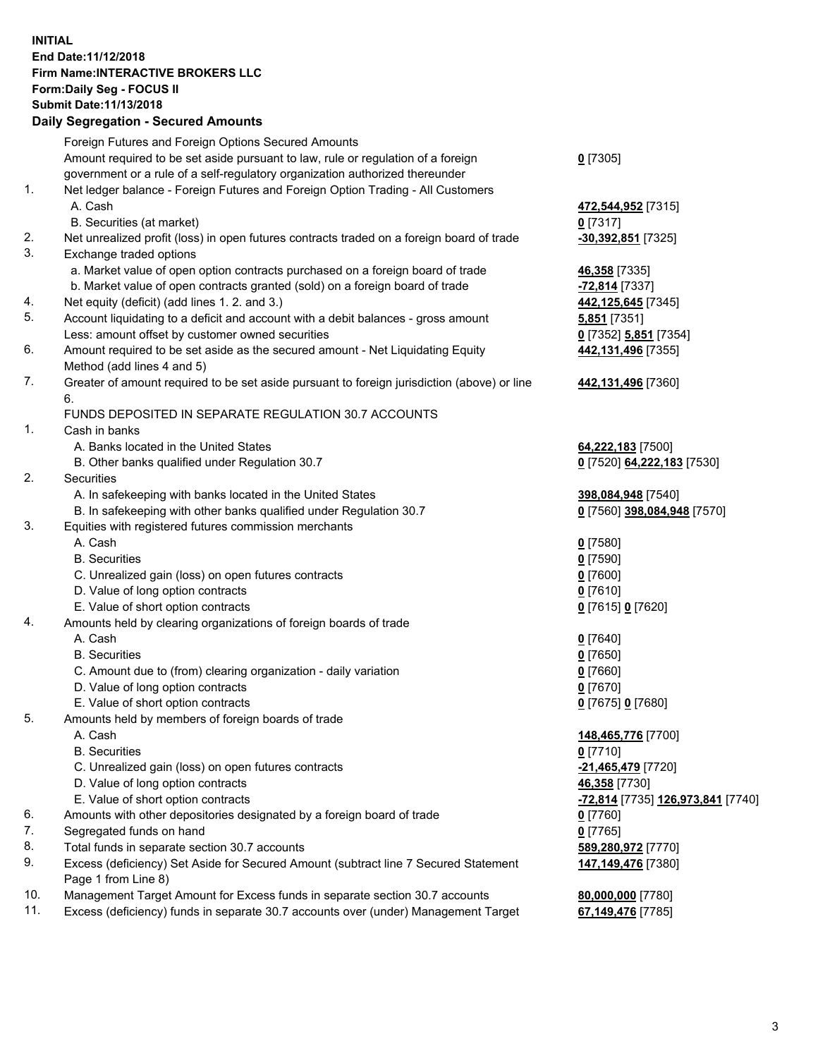**INITIAL**
**End Date:11/12/2018**
**Firm Name:INTERACTIVE BROKERS LLC**
**Form:Daily Seg - FOCUS II**
**Submit Date:11/13/2018**

**Daily Segregation - Secured Amounts**

| | | |
|---|---|---|
| | Foreign Futures and Foreign Options Secured Amounts | |
| | Amount required to be set aside pursuant to law, rule or regulation of a foreign government or a rule of a self-regulatory organization authorized thereunder | 0 [7305] |
| 1. | Net ledger balance - Foreign Futures and Foreign Option Trading - All Customers | |
| | A. Cash | 472,544,952 [7315] |
| | B. Securities (at market) | 0 [7317] |
| 2. | Net unrealized profit (loss) in open futures contracts traded on a foreign board of trade | -30,392,851 [7325] |
| 3. | Exchange traded options | |
| | a. Market value of open option contracts purchased on a foreign board of trade | 46,358 [7335] |
| | b. Market value of open contracts granted (sold) on a foreign board of trade | -72,814 [7337] |
| 4. | Net equity (deficit) (add lines 1. 2. and 3.) | 442,125,645 [7345] |
| 5. | Account liquidating to a deficit and account with a debit balances - gross amount | 5,851 [7351] |
| | Less: amount offset by customer owned securities | 0 [7352] 5,851 [7354] |
| 6. | Amount required to be set aside as the secured amount - Net Liquidating Equity Method (add lines 4 and 5) | 442,131,496 [7355] |
| 7. | Greater of amount required to be set aside pursuant to foreign jurisdiction (above) or line 6. | 442,131,496 [7360] |
| | FUNDS DEPOSITED IN SEPARATE REGULATION 30.7 ACCOUNTS | |
| 1. | Cash in banks | |
| | A. Banks located in the United States | 64,222,183 [7500] |
| | B. Other banks qualified under Regulation 30.7 | 0 [7520] 64,222,183 [7530] |
| 2. | Securities | |
| | A. In safekeeping with banks located in the United States | 398,084,948 [7540] |
| | B. In safekeeping with other banks qualified under Regulation 30.7 | 0 [7560] 398,084,948 [7570] |
| 3. | Equities with registered futures commission merchants | |
| | A. Cash | 0 [7580] |
| | B. Securities | 0 [7590] |
| | C. Unrealized gain (loss) on open futures contracts | 0 [7600] |
| | D. Value of long option contracts | 0 [7610] |
| | E. Value of short option contracts | 0 [7615] 0 [7620] |
| 4. | Amounts held by clearing organizations of foreign boards of trade | |
| | A. Cash | 0 [7640] |
| | B. Securities | 0 [7650] |
| | C. Amount due to (from) clearing organization - daily variation | 0 [7660] |
| | D. Value of long option contracts | 0 [7670] |
| | E. Value of short option contracts | 0 [7675] 0 [7680] |
| 5. | Amounts held by members of foreign boards of trade | |
| | A. Cash | 148,465,776 [7700] |
| | B. Securities | 0 [7710] |
| | C. Unrealized gain (loss) on open futures contracts | -21,465,479 [7720] |
| | D. Value of long option contracts | 46,358 [7730] |
| | E. Value of short option contracts | -72,814 [7735] 126,973,841 [7740] |
| 6. | Amounts with other depositories designated by a foreign board of trade | 0 [7760] |
| 7. | Segregated funds on hand | 0 [7765] |
| 8. | Total funds in separate section 30.7 accounts | 589,280,972 [7770] |
| 9. | Excess (deficiency) Set Aside for Secured Amount (subtract line 7 Secured Statement Page 1 from Line 8) | 147,149,476 [7380] |
| 10. | Management Target Amount for Excess funds in separate section 30.7 accounts | 80,000,000 [7780] |
| 11. | Excess (deficiency) funds in separate 30.7 accounts over (under) Management Target | 67,149,476 [7785] |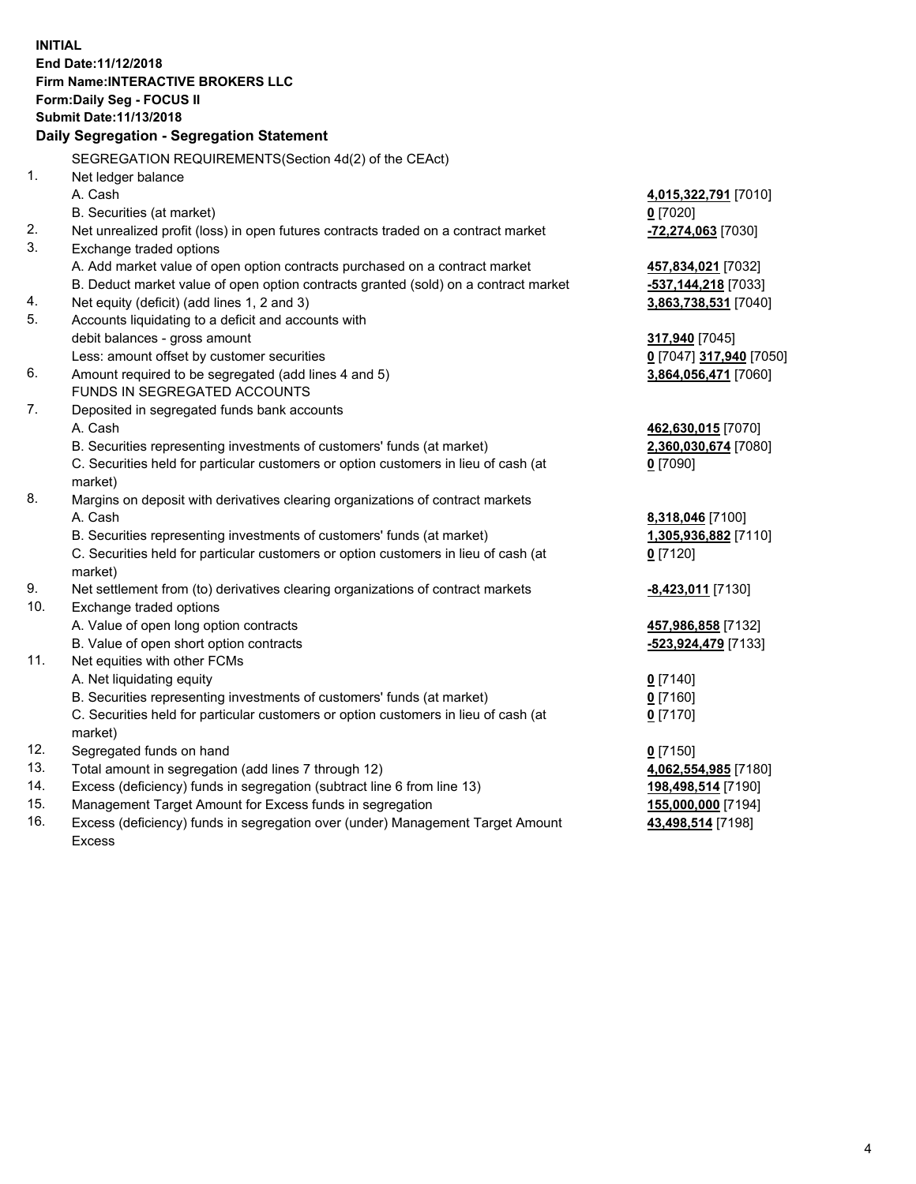**INITIAL**
**End Date:11/12/2018**
**Firm Name:INTERACTIVE BROKERS LLC**
**Form:Daily Seg - FOCUS II**
**Submit Date:11/13/2018**

### Daily Segregation - Segregation Statement

| | | |
|---|---|---|
| | SEGREGATION REQUIREMENTS(Section 4d(2) of the CEAct) | |
| 1. | Net ledger balance | |
| | A. Cash | **4,015,322,791** [7010] |
| | B. Securities (at market) | **0** [7020] |
| 2. | Net unrealized profit (loss) in open futures contracts traded on a contract market | **-72,274,063** [7030] |
| 3. | Exchange traded options | |
| | A. Add market value of open option contracts purchased on a contract market | **457,834,021** [7032] |
| | B. Deduct market value of open option contracts granted (sold) on a contract market | **-537,144,218** [7033] |
| 4. | Net equity (deficit) (add lines 1, 2 and 3) | **3,863,738,531** [7040] |
| 5. | Accounts liquidating to a deficit and accounts with debit balances - gross amount | **317,940** [7045] |
| | Less: amount offset by customer securities | **0** [7047] **317,940** [7050] |
| 6. | Amount required to be segregated (add lines 4 and 5) | **3,864,056,471** [7060] |
| | FUNDS IN SEGREGATED ACCOUNTS | |
| 7. | Deposited in segregated funds bank accounts | |
| | A. Cash | **462,630,015** [7070] |
| | B. Securities representing investments of customers' funds (at market) | **2,360,030,674** [7080] |
| | C. Securities held for particular customers or option customers in lieu of cash (at market) | **0** [7090] |
| 8. | Margins on deposit with derivatives clearing organizations of contract markets | |
| | A. Cash | **8,318,046** [7100] |
| | B. Securities representing investments of customers' funds (at market) | **1,305,936,882** [7110] |
| | C. Securities held for particular customers or option customers in lieu of cash (at market) | **0** [7120] |
| 9. | Net settlement from (to) derivatives clearing organizations of contract markets | **-8,423,011** [7130] |
| 10. | Exchange traded options | |
| | A. Value of open long option contracts | **457,986,858** [7132] |
| | B. Value of open short option contracts | **-523,924,479** [7133] |
| 11. | Net equities with other FCMs | |
| | A. Net liquidating equity | **0** [7140] |
| | B. Securities representing investments of customers' funds (at market) | **0** [7160] |
| | C. Securities held for particular customers or option customers in lieu of cash (at market) | **0** [7170] |
| 12. | Segregated funds on hand | **0** [7150] |
| 13. | Total amount in segregation (add lines 7 through 12) | **4,062,554,985** [7180] |
| 14. | Excess (deficiency) funds in segregation (subtract line 6 from line 13) | **198,498,514** [7190] |
| 15. | Management Target Amount for Excess funds in segregation | **155,000,000** [7194] |
| 16. | Excess (deficiency) funds in segregation over (under) Management Target Amount Excess | **43,498,514** [7198] |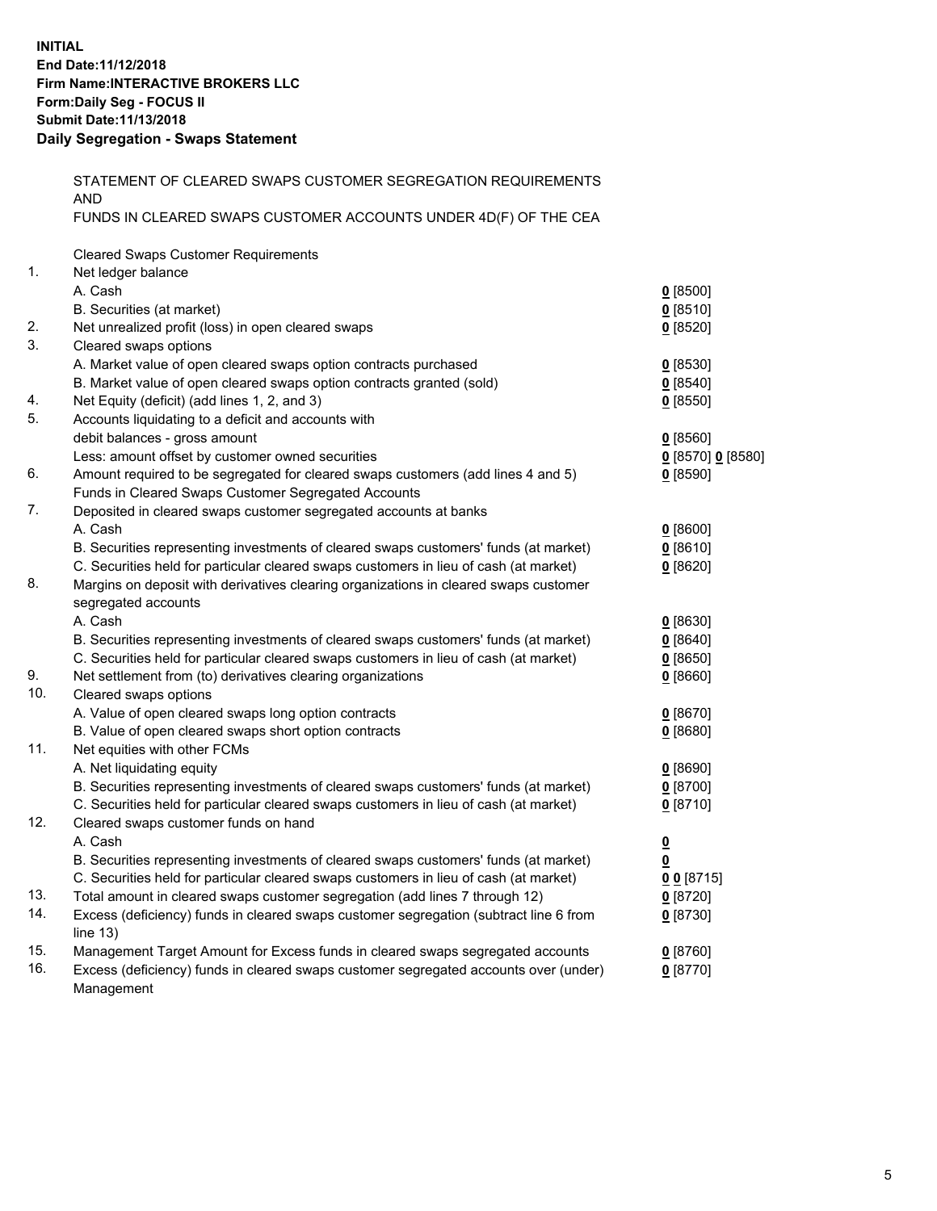**INITIAL**
**End Date:11/12/2018**
**Firm Name:INTERACTIVE BROKERS LLC**
**Form:Daily Seg - FOCUS II**
**Submit Date:11/13/2018**
**Daily Segregation - Swaps Statement**

STATEMENT OF CLEARED SWAPS CUSTOMER SEGREGATION REQUIREMENTS AND FUNDS IN CLEARED SWAPS CUSTOMER ACCOUNTS UNDER 4D(F) OF THE CEA

| | | |
|---|---|---|
| | Cleared Swaps Customer Requirements | |
| 1. | Net ledger balance | |
| | A. Cash | 0 [8500] |
| | B. Securities (at market) | 0 [8510] |
| 2. | Net unrealized profit (loss) in open cleared swaps | 0 [8520] |
| 3. | Cleared swaps options | |
| | A. Market value of open cleared swaps option contracts purchased | 0 [8530] |
| | B. Market value of open cleared swaps option contracts granted (sold) | 0 [8540] |
| 4. | Net Equity (deficit) (add lines 1, 2, and 3) | 0 [8550] |
| 5. | Accounts liquidating to a deficit and accounts with | |
| | debit balances - gross amount | 0 [8560] |
| | Less: amount offset by customer owned securities | 0 [8570] 0 [8580] |
| 6. | Amount required to be segregated for cleared swaps customers (add lines 4 and 5) | 0 [8590] |
| | Funds in Cleared Swaps Customer Segregated Accounts | |
| 7. | Deposited in cleared swaps customer segregated accounts at banks | |
| | A. Cash | 0 [8600] |
| | B. Securities representing investments of cleared swaps customers' funds (at market) | 0 [8610] |
| | C. Securities held for particular cleared swaps customers in lieu of cash (at market) | 0 [8620] |
| 8. | Margins on deposit with derivatives clearing organizations in cleared swaps customer segregated accounts | |
| | A. Cash | 0 [8630] |
| | B. Securities representing investments of cleared swaps customers' funds (at market) | 0 [8640] |
| | C. Securities held for particular cleared swaps customers in lieu of cash (at market) | 0 [8650] |
| 9. | Net settlement from (to) derivatives clearing organizations | 0 [8660] |
| 10. | Cleared swaps options | |
| | A. Value of open cleared swaps long option contracts | 0 [8670] |
| | B. Value of open cleared swaps short option contracts | 0 [8680] |
| 11. | Net equities with other FCMs | |
| | A. Net liquidating equity | 0 [8690] |
| | B. Securities representing investments of cleared swaps customers' funds (at market) | 0 [8700] |
| | C. Securities held for particular cleared swaps customers in lieu of cash (at market) | 0 [8710] |
| 12. | Cleared swaps customer funds on hand | |
| | A. Cash | 0 |
| | B. Securities representing investments of cleared swaps customers' funds (at market) | 0 |
| | C. Securities held for particular cleared swaps customers in lieu of cash (at market) | 0 0 [8715] |
| 13. | Total amount in cleared swaps customer segregation (add lines 7 through 12) | 0 [8720] |
| 14. | Excess (deficiency) funds in cleared swaps customer segregation (subtract line 6 from line 13) | 0 [8730] |
| 15. | Management Target Amount for Excess funds in cleared swaps segregated accounts | 0 [8760] |
| 16. | Excess (deficiency) funds in cleared swaps customer segregated accounts over (under) Management | 0 [8770] |